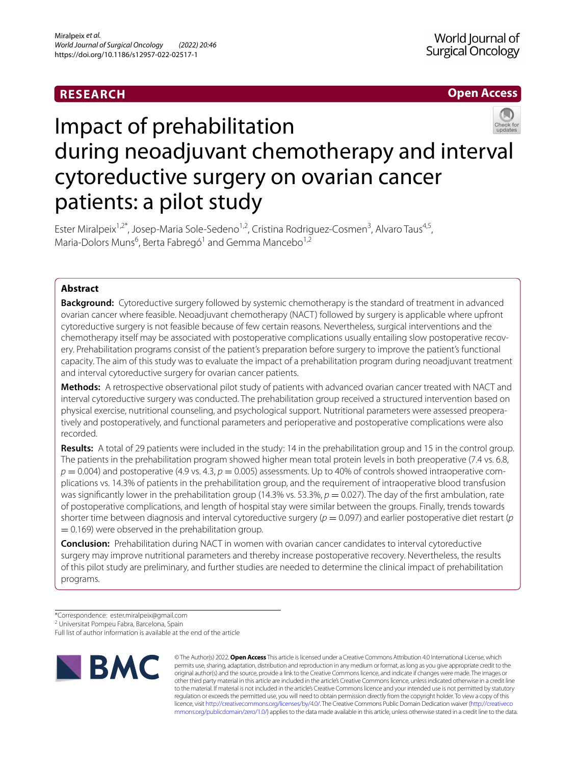RESEARCH

Open Access

# Impact of prehabilitation during neoadjuvant chemotherapy and interval cytoreductive surgery on ovarian cancer patients: a pilot study

Ester Miralpeix[1,2*], Josep-Maria Sole-Sedeno[1,2], Cristina Rodriguez-Cosmen[3], Alvaro Taus[4,5], Maria-Dolors Muns[6], Berta Fabregó[1] and Gemma Mancebo[1,2]

## Abstract

**Background:** Cytoreductive surgery followed by systemic chemotherapy is the standard of treatment in advanced ovarian cancer where feasible. Neoadjuvant chemotherapy (NACT) followed by surgery is applicable where upfront cytoreductive surgery is not feasible because of few certain reasons. Nevertheless, surgical interventions and the chemotherapy itself may be associated with postoperative complications usually entailing slow postoperative recovery. Prehabilitation programs consist of the patient's preparation before surgery to improve the patient's functional capacity. The aim of this study was to evaluate the impact of a prehabilitation program during neoadjuvant treatment and interval cytoreductive surgery for ovarian cancer patients.

**Methods:** A retrospective observational pilot study of patients with advanced ovarian cancer treated with NACT and interval cytoreductive surgery was conducted. The prehabilitation group received a structured intervention based on physical exercise, nutritional counseling, and psychological support. Nutritional parameters were assessed preoperatively and postoperatively, and functional parameters and perioperative and postoperative complications were also recorded.

**Results:** A total of 29 patients were included in the study: 14 in the prehabilitation group and 15 in the control group. The patients in the prehabilitation program showed higher mean total protein levels in both preoperative (7.4 vs. 6.8, $p = 0.004$) and postoperative (4.9 vs. 4.3, $p = 0.005$) assessments. Up to 40% of controls showed intraoperative complications vs. 14.3% of patients in the prehabilitation group, and the requirement of intraoperative blood transfusion was significantly lower in the prehabilitation group (14.3% vs. 53.3%, $p = 0.027$). The day of the first ambulation, rate of postoperative complications, and length of hospital stay were similar between the groups. Finally, trends towards shorter time between diagnosis and interval cytoreductive surgery ($p = 0.097$) and earlier postoperative diet restart ($p = 0.169$) were observed in the prehabilitation group.

**Conclusion:** Prehabilitation during NACT in women with ovarian cancer candidates to interval cytoreductive surgery may improve nutritional parameters and thereby increase postoperative recovery. Nevertheless, the results of this pilot study are preliminary, and further studies are needed to determine the clinical impact of prehabilitation programs.

*Correspondence: ester.miralpeix@gmail.com
[2] Universitat Pompeu Fabra, Barcelona, Spain
Full list of author information is available at the end of the article

© The Author(s) 2022. **Open Access** This article is licensed under a Creative Commons Attribution 4.0 International License, which permits use, sharing, adaptation, distribution and reproduction in any medium or format, as long as you give appropriate credit to the original author(s) and the source, provide a link to the Creative Commons licence, and indicate if changes were made. The images or other third party material in this article are included in the article's Creative Commons licence, unless indicated otherwise in a credit line to the material. If material is not included in the article's Creative Commons licence and your intended use is not permitted by statutory regulation or exceeds the permitted use, you will need to obtain permission directly from the copyright holder. To view a copy of this licence, visit http://creativecommons.org/licenses/by/4.0/. The Creative Commons Public Domain Dedication waiver (http://creativecommons.org/publicdomain/zero/1.0/) applies to the data made available in this article, unless otherwise stated in a credit line to the data.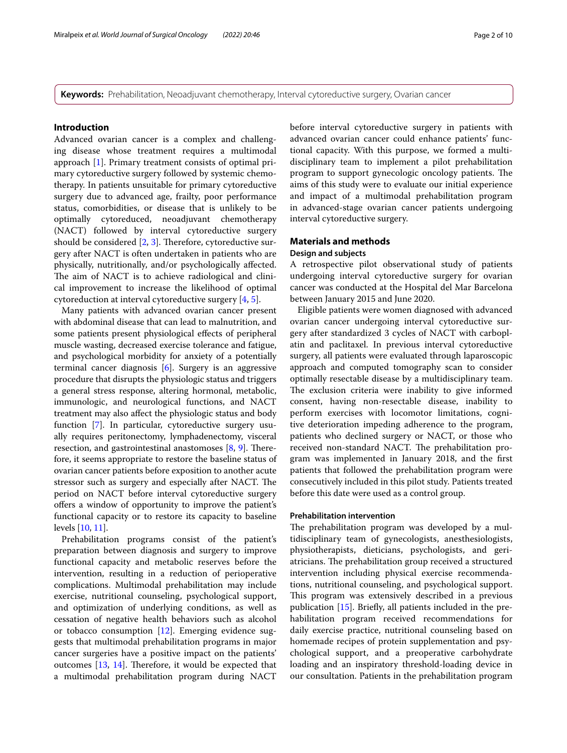**Keywords:** Prehabilitation, Neoadjuvant chemotherapy, Interval cytoreductive surgery, Ovarian cancer

## Introduction

Advanced ovarian cancer is a complex and challenging disease whose treatment requires a multimodal approach [1]. Primary treatment consists of optimal primary cytoreductive surgery followed by systemic chemotherapy. In patients unsuitable for primary cytoreductive surgery due to advanced age, frailty, poor performance status, comorbidities, or disease that is unlikely to be optimally cytoreduced, neoadjuvant chemotherapy (NACT) followed by interval cytoreductive surgery should be considered [2, 3]. Therefore, cytoreductive surgery after NACT is often undertaken in patients who are physically, nutritionally, and/or psychologically affected. The aim of NACT is to achieve radiological and clinical improvement to increase the likelihood of optimal cytoreduction at interval cytoreductive surgery [4, 5].

Many patients with advanced ovarian cancer present with abdominal disease that can lead to malnutrition, and some patients present physiological effects of peripheral muscle wasting, decreased exercise tolerance and fatigue, and psychological morbidity for anxiety of a potentially terminal cancer diagnosis [6]. Surgery is an aggressive procedure that disrupts the physiologic status and triggers a general stress response, altering hormonal, metabolic, immunologic, and neurological functions, and NACT treatment may also affect the physiologic status and body function [7]. In particular, cytoreductive surgery usually requires peritonectomy, lymphadenectomy, visceral resection, and gastrointestinal anastomoses [8, 9]. Therefore, it seems appropriate to restore the baseline status of ovarian cancer patients before exposition to another acute stressor such as surgery and especially after NACT. The period on NACT before interval cytoreductive surgery offers a window of opportunity to improve the patient's functional capacity or to restore its capacity to baseline levels [10, 11].

Prehabilitation programs consist of the patient's preparation between diagnosis and surgery to improve functional capacity and metabolic reserves before the intervention, resulting in a reduction of perioperative complications. Multimodal prehabilitation may include exercise, nutritional counseling, psychological support, and optimization of underlying conditions, as well as cessation of negative health behaviors such as alcohol or tobacco consumption [12]. Emerging evidence suggests that multimodal prehabilitation programs in major cancer surgeries have a positive impact on the patients' outcomes [13, 14]. Therefore, it would be expected that a multimodal prehabilitation program during NACT before interval cytoreductive surgery in patients with advanced ovarian cancer could enhance patients' functional capacity. With this purpose, we formed a multidisciplinary team to implement a pilot prehabilitation program to support gynecologic oncology patients. The aims of this study were to evaluate our initial experience and impact of a multimodal prehabilitation program in advanced-stage ovarian cancer patients undergoing interval cytoreductive surgery.

## Materials and methods

### Design and subjects

A retrospective pilot observational study of patients undergoing interval cytoreductive surgery for ovarian cancer was conducted at the Hospital del Mar Barcelona between January 2015 and June 2020.

Eligible patients were women diagnosed with advanced ovarian cancer undergoing interval cytoreductive surgery after standardized 3 cycles of NACT with carboplatin and paclitaxel. In previous interval cytoreductive surgery, all patients were evaluated through laparoscopic approach and computed tomography scan to consider optimally resectable disease by a multidisciplinary team. The exclusion criteria were inability to give informed consent, having non-resectable disease, inability to perform exercises with locomotor limitations, cognitive deterioration impeding adherence to the program, patients who declined surgery or NACT, or those who received non-standard NACT. The prehabilitation program was implemented in January 2018, and the first patients that followed the prehabilitation program were consecutively included in this pilot study. Patients treated before this date were used as a control group.

### Prehabilitation intervention

The prehabilitation program was developed by a multidisciplinary team of gynecologists, anesthesiologists, physiotherapists, dieticians, psychologists, and geriatricians. The prehabilitation group received a structured intervention including physical exercise recommendations, nutritional counseling, and psychological support. This program was extensively described in a previous publication [15]. Briefly, all patients included in the prehabilitation program received recommendations for daily exercise practice, nutritional counseling based on homemade recipes of protein supplementation and psychological support, and a preoperative carbohydrate loading and an inspiratory threshold-loading device in our consultation. Patients in the prehabilitation program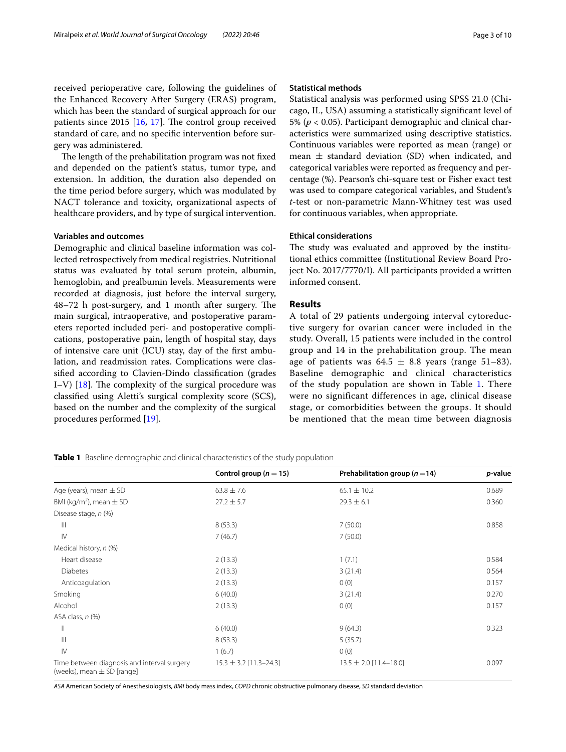received perioperative care, following the guidelines of the Enhanced Recovery After Surgery (ERAS) program, which has been the standard of surgical approach for our patients since 2015 [16, 17]. The control group received standard of care, and no specific intervention before surgery was administered.

The length of the prehabilitation program was not fixed and depended on the patient's status, tumor type, and extension. In addition, the duration also depended on the time period before surgery, which was modulated by NACT tolerance and toxicity, organizational aspects of healthcare providers, and by type of surgical intervention.

### Variables and outcomes

Demographic and clinical baseline information was collected retrospectively from medical registries. Nutritional status was evaluated by total serum protein, albumin, hemoglobin, and prealbumin levels. Measurements were recorded at diagnosis, just before the interval surgery, 48–72 h post-surgery, and 1 month after surgery. The main surgical, intraoperative, and postoperative parameters reported included peri- and postoperative complications, postoperative pain, length of hospital stay, days of intensive care unit (ICU) stay, day of the first ambulation, and readmission rates. Complications were classified according to Clavien-Dindo classification (grades I–V) [18]. The complexity of the surgical procedure was classified using Aletti's surgical complexity score (SCS), based on the number and the complexity of the surgical procedures performed [19].

### Statistical methods

Statistical analysis was performed using SPSS 21.0 (Chicago, IL, USA) assuming a statistically significant level of 5% ($p < 0.05$). Participant demographic and clinical characteristics were summarized using descriptive statistics. Continuous variables were reported as mean (range) or mean ± standard deviation (SD) when indicated, and categorical variables were reported as frequency and percentage (%). Pearson's chi-square test or Fisher exact test was used to compare categorical variables, and Student's *t*-test or non-parametric Mann-Whitney test was used for continuous variables, when appropriate.

### Ethical considerations

The study was evaluated and approved by the institutional ethics committee (Institutional Review Board Project No. 2017/7770/I). All participants provided a written informed consent.

## Results

A total of 29 patients undergoing interval cytoreductive surgery for ovarian cancer were included in the study. Overall, 15 patients were included in the control group and 14 in the prehabilitation group. The mean age of patients was 64.5 ± 8.8 years (range 51–83). Baseline demographic and clinical characteristics of the study population are shown in Table 1. There were no significant differences in age, clinical disease stage, or comorbidities between the groups. It should be mentioned that the mean time between diagnosis

**Table 1** Baseline demographic and clinical characteristics of the study population

| | Control group ($n = 15$) | Prehabilitation group ($n = 14$) | *p*-value |
|---|---|---|---|
| Age (years), mean ± SD | 63.8 ± 7.6 | 65.1 ± 10.2 | 0.689 |
| BMI (kg/m$^2$), mean ± SD | 27.2 ± 5.7 | 29.3 ± 6.1 | 0.360 |
| Disease stage, *n* (%) | | | |
| III | 8 (53.3) | 7 (50.0) | 0.858 |
| IV | 7 (46.7) | 7 (50.0) | |
| Medical history, *n* (%) | | | |
| Heart disease | 2 (13.3) | 1 (7.1) | 0.584 |
| Diabetes | 2 (13.3) | 3 (21.4) | 0.564 |
| Anticoagulation | 2 (13.3) | 0 (0) | 0.157 |
| Smoking | 6 (40.0) | 3 (21.4) | 0.270 |
| Alcohol | 2 (13.3) | 0 (0) | 0.157 |
| ASA class, *n* (%) | | | |
| II | 6 (40.0) | 9 (64.3) | 0.323 |
| III | 8 (53.3) | 5 (35.7) | |
| IV | 1 (6.7) | 0 (0) | |
| Time between diagnosis and interval surgery (weeks), mean ± SD [range] | 15.3 ± 3.2 [11.3–24.3] | 13.5 ± 2.0 [11.4–18.0] | 0.097 |

*ASA* American Society of Anesthesiologists, *BMI* body mass index, *COPD* chronic obstructive pulmonary disease, *SD* standard deviation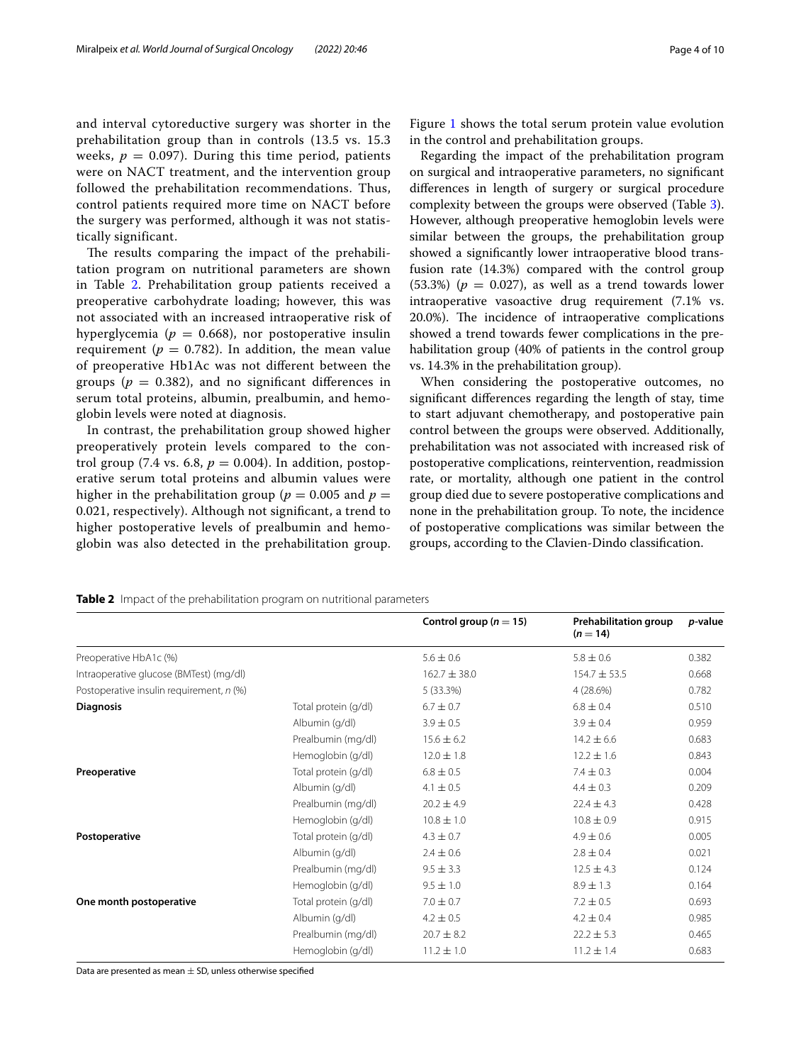and interval cytoreductive surgery was shorter in the prehabilitation group than in controls (13.5 vs. 15.3 weeks, $p = 0.097$). During this time period, patients were on NACT treatment, and the intervention group followed the prehabilitation recommendations. Thus, control patients required more time on NACT before the surgery was performed, although it was not statistically significant.

The results comparing the impact of the prehabilitation program on nutritional parameters are shown in Table 2. Prehabilitation group patients received a preoperative carbohydrate loading; however, this was not associated with an increased intraoperative risk of hyperglycemia ($p = 0.668$), nor postoperative insulin requirement ($p = 0.782$). In addition, the mean value of preoperative Hb1Ac was not different between the groups ($p = 0.382$), and no significant differences in serum total proteins, albumin, prealbumin, and hemoglobin levels were noted at diagnosis.

In contrast, the prehabilitation group showed higher preoperatively protein levels compared to the control group (7.4 vs. 6.8, $p = 0.004$). In addition, postoperative serum total proteins and albumin values were higher in the prehabilitation group ($p = 0.005$ and $p = 0.021$, respectively). Although not significant, a trend to higher postoperative levels of prealbumin and hemoglobin was also detected in the prehabilitation group. Figure 1 shows the total serum protein value evolution in the control and prehabilitation groups.

Regarding the impact of the prehabilitation program on surgical and intraoperative parameters, no significant differences in length of surgery or surgical procedure complexity between the groups were observed (Table 3). However, although preoperative hemoglobin levels were similar between the groups, the prehabilitation group showed a significantly lower intraoperative blood transfusion rate (14.3%) compared with the control group (53.3%) ($p = 0.027$), as well as a trend towards lower intraoperative vasoactive drug requirement (7.1% vs. 20.0%). The incidence of intraoperative complications showed a trend towards fewer complications in the prehabilitation group (40% of patients in the control group vs. 14.3% in the prehabilitation group).

When considering the postoperative outcomes, no significant differences regarding the length of stay, time to start adjuvant chemotherapy, and postoperative pain control between the groups were observed. Additionally, prehabilitation was not associated with increased risk of postoperative complications, reintervention, readmission rate, or mortality, although one patient in the control group died due to severe postoperative complications and none in the prehabilitation group. To note, the incidence of postoperative complications was similar between the groups, according to the Clavien-Dindo classification.

**Table 2** Impact of the prehabilitation program on nutritional parameters

| | | Control group ($n = 15$) | Prehabilitation group ($n = 14$) | *p*-value |
|---|---|---|---|---|
| Preoperative HbA1c (%) | | 5.6 ± 0.6 | 5.8 ± 0.6 | 0.382 |
| Intraoperative glucose (BMTest) (mg/dl) | | 162.7 ± 38.0 | 154.7 ± 53.5 | 0.668 |
| Postoperative insulin requirement, *n* (%) | | 5 (33.3%) | 4 (28.6%) | 0.782 |
| **Diagnosis** | Total protein (g/dl) | 6.7 ± 0.7 | 6.8 ± 0.4 | 0.510 |
| | Albumin (g/dl) | 3.9 ± 0.5 | 3.9 ± 0.4 | 0.959 |
| | Prealbumin (mg/dl) | 15.6 ± 6.2 | 14.2 ± 6.6 | 0.683 |
| | Hemoglobin (g/dl) | 12.0 ± 1.8 | 12.2 ± 1.6 | 0.843 |
| **Preoperative** | Total protein (g/dl) | 6.8 ± 0.5 | 7.4 ± 0.3 | 0.004 |
| | Albumin (g/dl) | 4.1 ± 0.5 | 4.4 ± 0.3 | 0.209 |
| | Prealbumin (mg/dl) | 20.2 ± 4.9 | 22.4 ± 4.3 | 0.428 |
| | Hemoglobin (g/dl) | 10.8 ± 1.0 | 10.8 ± 0.9 | 0.915 |
| **Postoperative** | Total protein (g/dl) | 4.3 ± 0.7 | 4.9 ± 0.6 | 0.005 |
| | Albumin (g/dl) | 2.4 ± 0.6 | 2.8 ± 0.4 | 0.021 |
| | Prealbumin (mg/dl) | 9.5 ± 3.3 | 12.5 ± 4.3 | 0.124 |
| | Hemoglobin (g/dl) | 9.5 ± 1.0 | 8.9 ± 1.3 | 0.164 |
| **One month postoperative** | Total protein (g/dl) | 7.0 ± 0.7 | 7.2 ± 0.5 | 0.693 |
| | Albumin (g/dl) | 4.2 ± 0.5 | 4.2 ± 0.4 | 0.985 |
| | Prealbumin (mg/dl) | 20.7 ± 8.2 | 22.2 ± 5.3 | 0.465 |
| | Hemoglobin (g/dl) | 11.2 ± 1.0 | 11.2 ± 1.4 | 0.683 |

Data are presented as mean ± SD, unless otherwise specified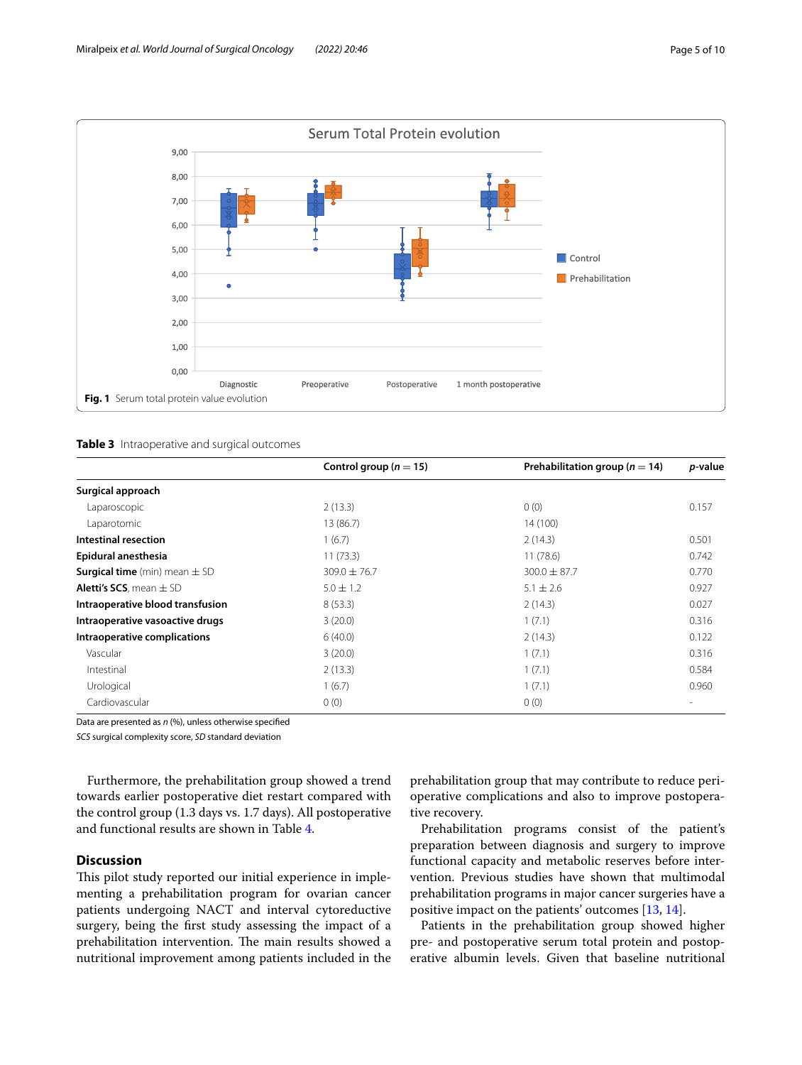**Fig. 1** Serum total protein value evolution

**Table 3** Intraoperative and surgical outcomes

| | Control group ($n = 15$) | Prehabilitation group ($n = 14$) | *p*-value |
|---|---|---|---|
| **Surgical approach** | | | |
| Laparoscopic | 2 (13.3) | 0 (0) | 0.157 |
| Laparotomic | 13 (86.7) | 14 (100) | |
| **Intestinal resection** | 1 (6.7) | 2 (14.3) | 0.501 |
| **Epidural anesthesia** | 11 (73.3) | 11 (78.6) | 0.742 |
| **Surgical time** (min) mean ± SD | 309.0 ± 76.7 | 300.0 ± 87.7 | 0.770 |
| **Aletti's SCS**, mean ± SD | 5.0 ± 1.2 | 5.1 ± 2.6 | 0.927 |
| **Intraoperative blood transfusion** | 8 (53.3) | 2 (14.3) | 0.027 |
| **Intraoperative vasoactive drugs** | 3 (20.0) | 1 (7.1) | 0.316 |
| **Intraoperative complications** | 6 (40.0) | 2 (14.3) | 0.122 |
| Vascular | 3 (20.0) | 1 (7.1) | 0.316 |
| Intestinal | 2 (13.3) | 1 (7.1) | 0.584 |
| Urological | 1 (6.7) | 1 (7.1) | 0.960 |
| Cardiovascular | 0 (0) | 0 (0) | - |

Data are presented as *n* (%), unless otherwise specified

*SCS* surgical complexity score, *SD* standard deviation

Furthermore, the prehabilitation group showed a trend towards earlier postoperative diet restart compared with the control group (1.3 days vs. 1.7 days). All postoperative and functional results are shown in Table 4.

## Discussion

This pilot study reported our initial experience in implementing a prehabilitation program for ovarian cancer patients undergoing NACT and interval cytoreductive surgery, being the first study assessing the impact of a prehabilitation intervention. The main results showed a nutritional improvement among patients included in the prehabilitation group that may contribute to reduce perioperative complications and also to improve postoperative recovery.

Prehabilitation programs consist of the patient's preparation between diagnosis and surgery to improve functional capacity and metabolic reserves before intervention. Previous studies have shown that multimodal prehabilitation programs in major cancer surgeries have a positive impact on the patients' outcomes [13, 14].

Patients in the prehabilitation group showed higher pre- and postoperative serum total protein and postoperative albumin levels. Given that baseline nutritional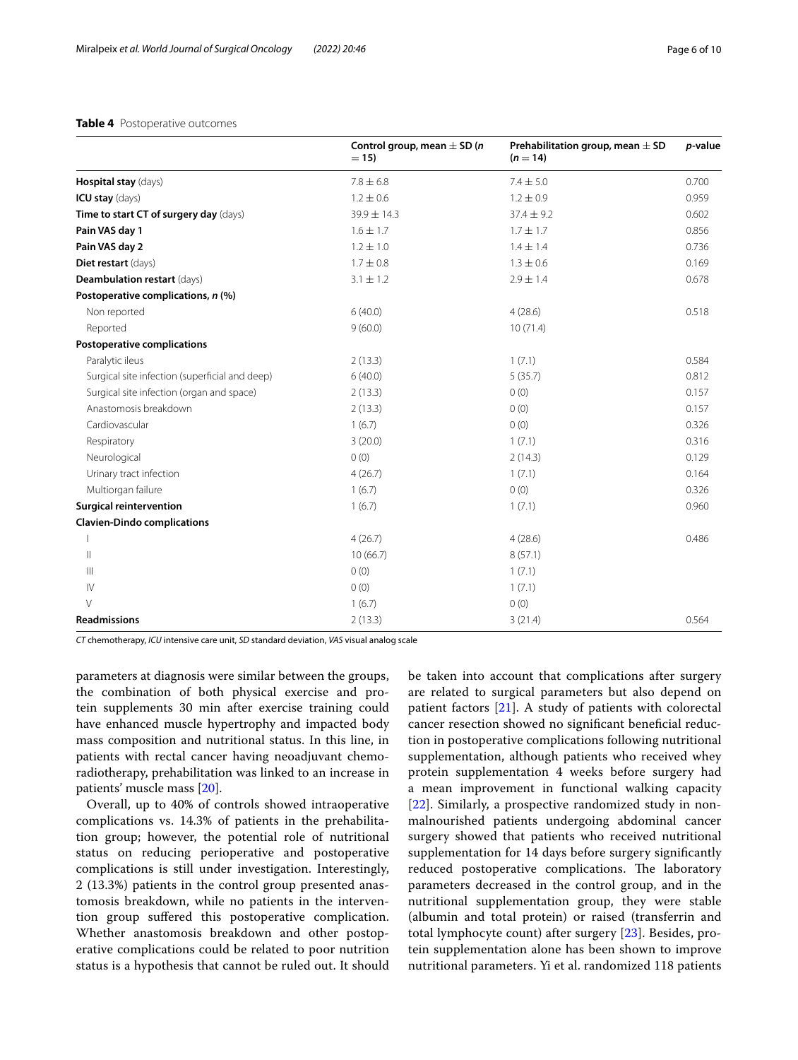**Table 4** Postoperative outcomes

| | Control group, mean ± SD ($n = 15$) | Prehabilitation group, mean ± SD ($n = 14$) | *p*-value |
|---|---|---|---|
| **Hospital stay** (days) | 7.8 ± 6.8 | 7.4 ± 5.0 | 0.700 |
| **ICU stay** (days) | 1.2 ± 0.6 | 1.2 ± 0.9 | 0.959 |
| **Time to start CT of surgery day** (days) | 39.9 ± 14.3 | 37.4 ± 9.2 | 0.602 |
| **Pain VAS day 1** | 1.6 ± 1.7 | 1.7 ± 1.7 | 0.856 |
| **Pain VAS day 2** | 1.2 ± 1.0 | 1.4 ± 1.4 | 0.736 |
| **Diet restart** (days) | 1.7 ± 0.8 | 1.3 ± 0.6 | 0.169 |
| **Deambulation restart** (days) | 3.1 ± 1.2 | 2.9 ± 1.4 | 0.678 |
| **Postoperative complications, *n* (%)** | | | |
| Non reported | 6 (40.0) | 4 (28.6) | 0.518 |
| Reported | 9 (60.0) | 10 (71.4) | |
| **Postoperative complications** | | | |
| Paralytic ileus | 2 (13.3) | 1 (7.1) | 0.584 |
| Surgical site infection (superficial and deep) | 6 (40.0) | 5 (35.7) | 0.812 |
| Surgical site infection (organ and space) | 2 (13.3) | 0 (0) | 0.157 |
| Anastomosis breakdown | 2 (13.3) | 0 (0) | 0.157 |
| Cardiovascular | 1 (6.7) | 0 (0) | 0.326 |
| Respiratory | 3 (20.0) | 1 (7.1) | 0.316 |
| Neurological | 0 (0) | 2 (14.3) | 0.129 |
| Urinary tract infection | 4 (26.7) | 1 (7.1) | 0.164 |
| Multiorgan failure | 1 (6.7) | 0 (0) | 0.326 |
| **Surgical reintervention** | 1 (6.7) | 1 (7.1) | 0.960 |
| **Clavien-Dindo complications** | | | |
| I | 4 (26.7) | 4 (28.6) | 0.486 |
| II | 10 (66.7) | 8 (57.1) | |
| III | 0 (0) | 1 (7.1) | |
| IV | 0 (0) | 1 (7.1) | |
| V | 1 (6.7) | 0 (0) | |
| **Readmissions** | 2 (13.3) | 3 (21.4) | 0.564 |

*CT* chemotherapy, *ICU* intensive care unit, *SD* standard deviation, *VAS* visual analog scale

parameters at diagnosis were similar between the groups, the combination of both physical exercise and protein supplements 30 min after exercise training could have enhanced muscle hypertrophy and impacted body mass composition and nutritional status. In this line, in patients with rectal cancer having neoadjuvant chemoradiotherapy, prehabilitation was linked to an increase in patients' muscle mass [20].

Overall, up to 40% of controls showed intraoperative complications vs. 14.3% of patients in the prehabilitation group; however, the potential role of nutritional status on reducing perioperative and postoperative complications is still under investigation. Interestingly, 2 (13.3%) patients in the control group presented anastomosis breakdown, while no patients in the intervention group suffered this postoperative complication. Whether anastomosis breakdown and other postoperative complications could be related to poor nutrition status is a hypothesis that cannot be ruled out. It should be taken into account that complications after surgery are related to surgical parameters but also depend on patient factors [21]. A study of patients with colorectal cancer resection showed no significant beneficial reduction in postoperative complications following nutritional supplementation, although patients who received whey protein supplementation 4 weeks before surgery had a mean improvement in functional walking capacity [22]. Similarly, a prospective randomized study in non-malnourished patients undergoing abdominal cancer surgery showed that patients who received nutritional supplementation for 14 days before surgery significantly reduced postoperative complications. The laboratory parameters decreased in the control group, and in the nutritional supplementation group, they were stable (albumin and total protein) or raised (transferrin and total lymphocyte count) after surgery [23]. Besides, protein supplementation alone has been shown to improve nutritional parameters. Yi et al. randomized 118 patients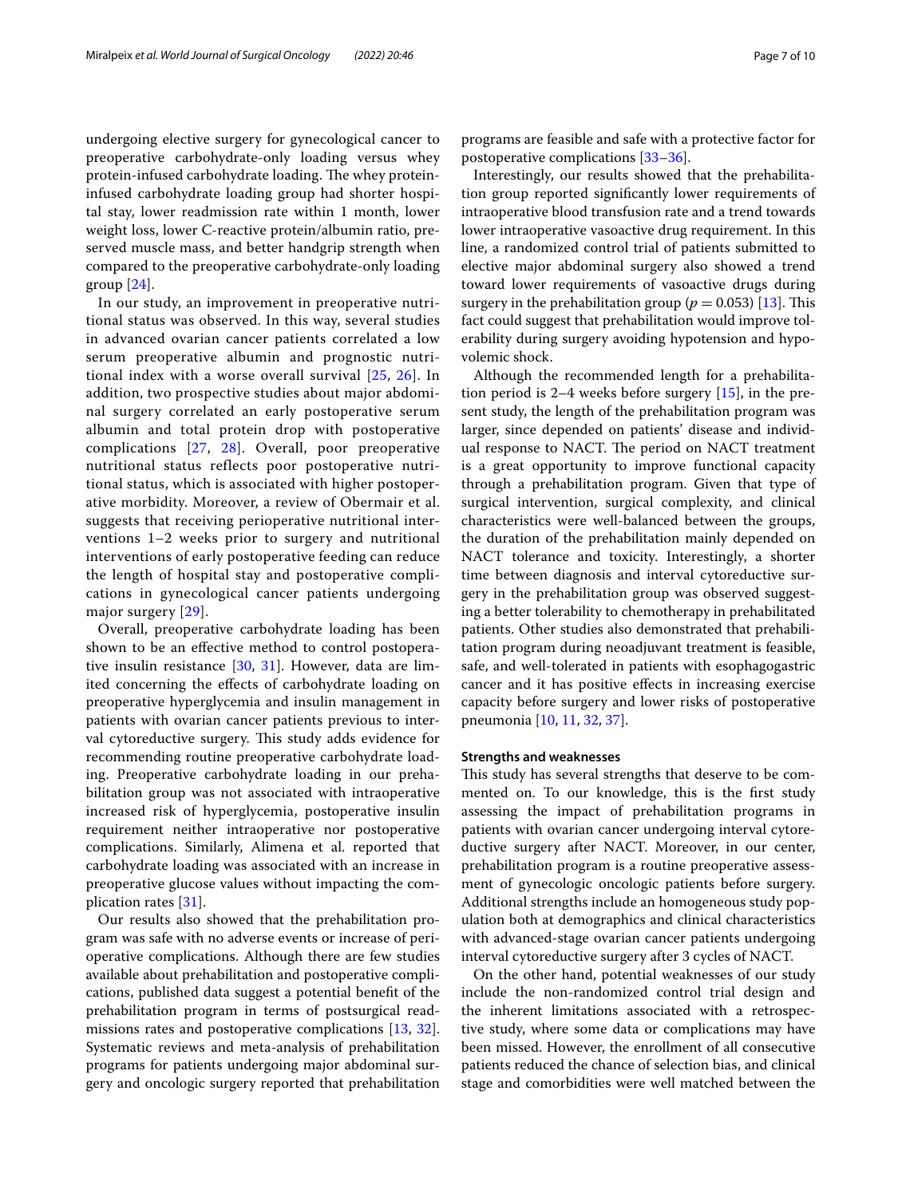undergoing elective surgery for gynecological cancer to preoperative carbohydrate-only loading versus whey protein-infused carbohydrate loading. The whey protein-infused carbohydrate loading group had shorter hospital stay, lower readmission rate within 1 month, lower weight loss, lower C-reactive protein/albumin ratio, preserved muscle mass, and better handgrip strength when compared to the preoperative carbohydrate-only loading group [24].

In our study, an improvement in preoperative nutritional status was observed. In this way, several studies in advanced ovarian cancer patients correlated a low serum preoperative albumin and prognostic nutritional index with a worse overall survival [25, 26]. In addition, two prospective studies about major abdominal surgery correlated an early postoperative serum albumin and total protein drop with postoperative complications [27, 28]. Overall, poor preoperative nutritional status reflects poor postoperative nutritional status, which is associated with higher postoperative morbidity. Moreover, a review of Obermair et al. suggests that receiving perioperative nutritional interventions 1–2 weeks prior to surgery and nutritional interventions of early postoperative feeding can reduce the length of hospital stay and postoperative complications in gynecological cancer patients undergoing major surgery [29].

Overall, preoperative carbohydrate loading has been shown to be an effective method to control postoperative insulin resistance [30, 31]. However, data are limited concerning the effects of carbohydrate loading on preoperative hyperglycemia and insulin management in patients with ovarian cancer patients previous to interval cytoreductive surgery. This study adds evidence for recommending routine preoperative carbohydrate loading. Preoperative carbohydrate loading in our prehabilitation group was not associated with intraoperative increased risk of hyperglycemia, postoperative insulin requirement neither intraoperative nor postoperative complications. Similarly, Alimena et al. reported that carbohydrate loading was associated with an increase in preoperative glucose values without impacting the complication rates [31].

Our results also showed that the prehabilitation program was safe with no adverse events or increase of perioperative complications. Although there are few studies available about prehabilitation and postoperative complications, published data suggest a potential benefit of the prehabilitation program in terms of postsurgical readmissions rates and postoperative complications [13, 32]. Systematic reviews and meta-analysis of prehabilitation programs for patients undergoing major abdominal surgery and oncologic surgery reported that prehabilitation programs are feasible and safe with a protective factor for postoperative complications [33–36].

Interestingly, our results showed that the prehabilitation group reported significantly lower requirements of intraoperative blood transfusion rate and a trend towards lower intraoperative vasoactive drug requirement. In this line, a randomized control trial of patients submitted to elective major abdominal surgery also showed a trend toward lower requirements of vasoactive drugs during surgery in the prehabilitation group ($p = 0.053$) [13]. This fact could suggest that prehabilitation would improve tolerability during surgery avoiding hypotension and hypovolemic shock.

Although the recommended length for a prehabilitation period is 2–4 weeks before surgery [15], in the present study, the length of the prehabilitation program was larger, since depended on patients' disease and individual response to NACT. The period on NACT treatment is a great opportunity to improve functional capacity through a prehabilitation program. Given that type of surgical intervention, surgical complexity, and clinical characteristics were well-balanced between the groups, the duration of the prehabilitation mainly depended on NACT tolerance and toxicity. Interestingly, a shorter time between diagnosis and interval cytoreductive surgery in the prehabilitation group was observed suggesting a better tolerability to chemotherapy in prehabilitated patients. Other studies also demonstrated that prehabilitation program during neoadjuvant treatment is feasible, safe, and well-tolerated in patients with esophagogastric cancer and it has positive effects in increasing exercise capacity before surgery and lower risks of postoperative pneumonia [10, 11, 32, 37].

#### Strengths and weaknesses

This study has several strengths that deserve to be commented on. To our knowledge, this is the first study assessing the impact of prehabilitation programs in patients with ovarian cancer undergoing interval cytoreductive surgery after NACT. Moreover, in our center, prehabilitation program is a routine preoperative assessment of gynecologic oncologic patients before surgery. Additional strengths include an homogeneous study population both at demographics and clinical characteristics with advanced-stage ovarian cancer patients undergoing interval cytoreductive surgery after 3 cycles of NACT.

On the other hand, potential weaknesses of our study include the non-randomized control trial design and the inherent limitations associated with a retrospective study, where some data or complications may have been missed. However, the enrollment of all consecutive patients reduced the chance of selection bias, and clinical stage and comorbidities were well matched between the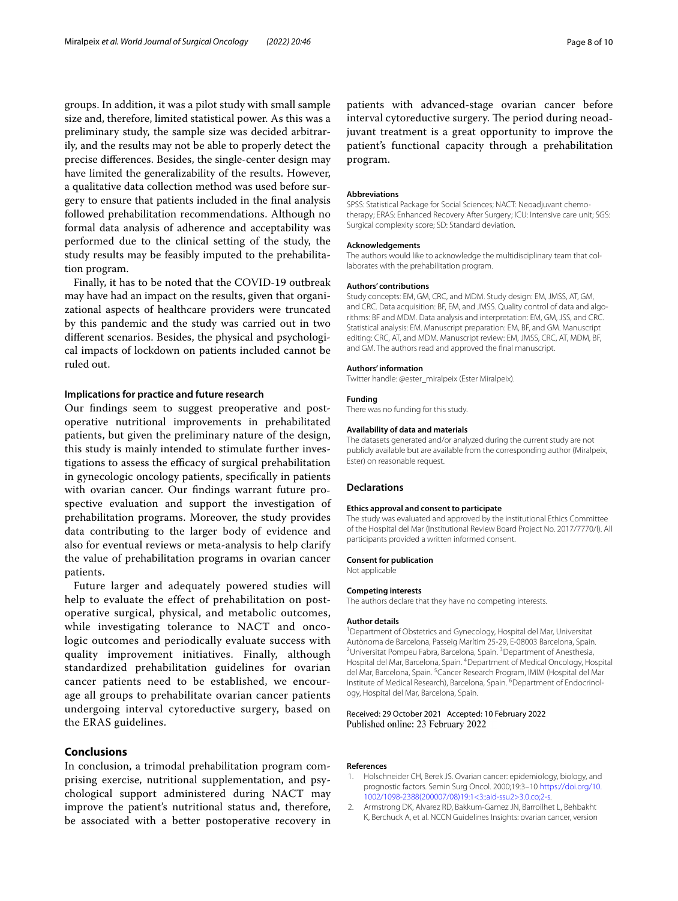groups. In addition, it was a pilot study with small sample size and, therefore, limited statistical power. As this was a preliminary study, the sample size was decided arbitrarily, and the results may not be able to properly detect the precise differences. Besides, the single-center design may have limited the generalizability of the results. However, a qualitative data collection method was used before surgery to ensure that patients included in the final analysis followed prehabilitation recommendations. Although no formal data analysis of adherence and acceptability was performed due to the clinical setting of the study, the study results may be feasibly imputed to the prehabilitation program.

Finally, it has to be noted that the COVID-19 outbreak may have had an impact on the results, given that organizational aspects of healthcare providers were truncated by this pandemic and the study was carried out in two different scenarios. Besides, the physical and psychological impacts of lockdown on patients included cannot be ruled out.

### Implications for practice and future research

Our findings seem to suggest preoperative and postoperative nutritional improvements in prehabilitated patients, but given the preliminary nature of the design, this study is mainly intended to stimulate further investigations to assess the efficacy of surgical prehabilitation in gynecologic oncology patients, specifically in patients with ovarian cancer. Our findings warrant future prospective evaluation and support the investigation of prehabilitation programs. Moreover, the study provides data contributing to the larger body of evidence and also for eventual reviews or meta-analysis to help clarify the value of prehabilitation programs in ovarian cancer patients.

Future larger and adequately powered studies will help to evaluate the effect of prehabilitation on postoperative surgical, physical, and metabolic outcomes, while investigating tolerance to NACT and oncologic outcomes and periodically evaluate success with quality improvement initiatives. Finally, although standardized prehabilitation guidelines for ovarian cancer patients need to be established, we encourage all groups to prehabilitate ovarian cancer patients undergoing interval cytoreductive surgery, based on the ERAS guidelines.

## Conclusions

In conclusion, a trimodal prehabilitation program comprising exercise, nutritional supplementation, and psychological support administered during NACT may improve the patient's nutritional status and, therefore, be associated with a better postoperative recovery in patients with advanced-stage ovarian cancer before interval cytoreductive surgery. The period during neoadjuvant treatment is a great opportunity to improve the patient's functional capacity through a prehabilitation program.

#### Abbreviations

SPSS: Statistical Package for Social Sciences; NACT: Neoadjuvant chemotherapy; ERAS: Enhanced Recovery After Surgery; ICU: Intensive care unit; SGS: Surgical complexity score; SD: Standard deviation.

#### Acknowledgements

The authors would like to acknowledge the multidisciplinary team that collaborates with the prehabilitation program.

#### Authors' contributions

Study concepts: EM, GM, CRC, and MDM. Study design: EM, JMSS, AT, GM, and CRC. Data acquisition: BF, EM, and JMSS. Quality control of data and algorithms: BF and MDM. Data analysis and interpretation: EM, GM, JSS, and CRC. Statistical analysis: EM. Manuscript preparation: EM, BF, and GM. Manuscript editing: CRC, AT, and MDM. Manuscript review: EM, JMSS, CRC, AT, MDM, BF, and GM. The authors read and approved the final manuscript.

#### Authors' information

Twitter handle: @ester_miralpeix (Ester Miralpeix).

#### Funding

There was no funding for this study.

#### Availability of data and materials

The datasets generated and/or analyzed during the current study are not publicly available but are available from the corresponding author (Miralpeix, Ester) on reasonable request.

### Declarations

#### Ethics approval and consent to participate

The study was evaluated and approved by the institutional Ethics Committee of the Hospital del Mar (Institutional Review Board Project No. 2017/7770/I). All participants provided a written informed consent.

#### Consent for publication

Not applicable

#### Competing interests

The authors declare that they have no competing interests.

#### Author details

[1]Department of Obstetrics and Gynecology, Hospital del Mar, Universitat Autònoma de Barcelona, Passeig Marítim 25-29, E-08003 Barcelona, Spain. [2]Universitat Pompeu Fabra, Barcelona, Spain. [3]Department of Anesthesia, Hospital del Mar, Barcelona, Spain. [4]Department of Medical Oncology, Hospital del Mar, Barcelona, Spain. [5]Cancer Research Program, IMIM (Hospital del Mar Institute of Medical Research), Barcelona, Spain. [6]Department of Endocrinology, Hospital del Mar, Barcelona, Spain.

Received: 29 October 2021 Accepted: 10 February 2022
Published online: 23 February 2022

#### References

1. Holschneider CH, Berek JS. Ovarian cancer: epidemiology, biology, and prognostic factors. Semin Surg Oncol. 2000;19:3–10 https://doi.org/10.1002/1098-2388(200007/08)19:1<3::aid-ssu2>3.0.co;2-s.
2. Armstrong DK, Alvarez RD, Bakkum-Gamez JN, Barroilhet L, Behbakht K, Berchuck A, et al. NCCN Guidelines Insights: ovarian cancer, version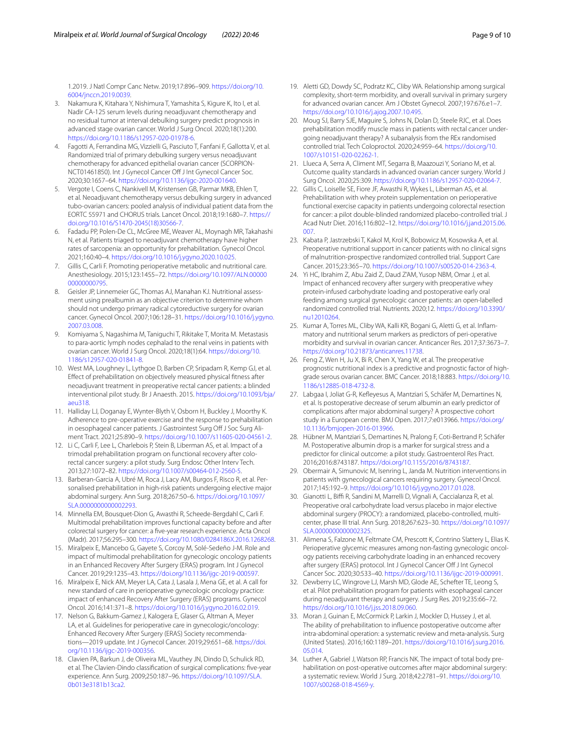1.2019. J Natl Compr Canc Netw. 2019;17:896–909. https://doi.org/10.6004/jnccn.2019.0039.

3. Nakamura K, Kitahara Y, Nishimura T, Yamashita S, Kigure K, Ito I, et al. Nadir CA-125 serum levels during neoadjuvant chemotherapy and no residual tumor at interval debulking surgery predict prognosis in advanced stage ovarian cancer. World J Surg Oncol. 2020;18(1):200. https://doi.org/10.1186/s12957-020-01978-6.
4. Fagotti A, Ferrandina MG, Vizzielli G, Pasciuto T, Fanfani F, Gallotta V, et al. Randomized trial of primary debulking surgery versus neoadjuvant chemotherapy for advanced epithelial ovarian cancer (SCORPION-NCT01461850). Int J Gynecol Cancer Off J Int Gynecol Cancer Soc. 2020;30:1657–64. https://doi.org/10.1136/ijgc-2020-001640.
5. Vergote I, Coens C, Nankivell M, Kristensen GB, Parmar MKB, Ehlen T, et al. Neoadjuvant chemotherapy versus debulking surgery in advanced tubo-ovarian cancers: pooled analysis of individual patient data from the EORTC 55971 and CHORUS trials. Lancet Oncol. 2018;19:1680–7. https://doi.org/10.1016/S1470-2045(18)30566-7.
6. Fadadu PP, Polen-De CL, McGree ME, Weaver AL, Moynagh MR, Takahashi N, et al. Patients triaged to neoadjuvant chemotherapy have higher rates of sarcopenia: an opportunity for prehabilitation. Gynecol Oncol. 2021;160:40–4. https://doi.org/10.1016/j.ygyno.2020.10.025.
7. Gillis C, Carli F. Promoting perioperative metabolic and nutritional care. Anesthesiology. 2015;123:1455–72. https://doi.org/10.1097/ALN.0000000000000795.
8. Geisler JP, Linnemeier GC, Thomas AJ, Manahan KJ. Nutritional assessment using prealbumin as an objective criterion to determine whom should not undergo primary radical cytoreductive surgery for ovarian cancer. Gynecol Oncol. 2007;106:128–31. https://doi.org/10.1016/j.ygyno.2007.03.008.
9. Komiyama S, Nagashima M, Taniguchi T, Rikitake T, Morita M. Metastasis to para-aortic lymph nodes cephalad to the renal veins in patients with ovarian cancer. World J Surg Oncol. 2020;18(1):64. https://doi.org/10.1186/s12957-020-01841-8.
10. West MA, Loughney L, Lythgoe D, Barben CP, Sripadam R, Kemp GJ, et al. Effect of prehabilitation on objectively measured physical fitness after neoadjuvant treatment in preoperative rectal cancer patients: a blinded interventional pilot study. Br J Anaesth. 2015. https://doi.org/10.1093/bja/aeu318.
11. Halliday LJ, Doganay E, Wynter-Blyth V, Osborn H, Buckley J, Moorthy K. Adherence to pre-operative exercise and the response to prehabilitation in oesophageal cancer patients. J Gastrointest Surg Off J Soc Surg Aliment Tract. 2021;25:890–9. https://doi.org/10.1007/s11605-020-04561-2.
12. Li C, Carli F, Lee L, Charlebois P, Stein B, Liberman AS, et al. Impact of a trimodal prehabilitation program on functional recovery after colorectal cancer surgery: a pilot study. Surg Endosc Other Interv Tech. 2013;27:1072–82. https://doi.org/10.1007/s00464-012-2560-5.
13. Barberan-Garcia A, Ubré M, Roca J, Lacy AM, Burgos F, Risco R, et al. Personalised prehabilitation in high-risk patients undergoing elective major abdominal surgery. Ann Surg. 2018;267:50–6. https://doi.org/10.1097/SLA.0000000000002293.
14. Minnella EM, Bousquet-Dion G, Awasthi R, Scheede-Bergdahl C, Carli F. Multimodal prehabilitation improves functional capacity before and after colorectal surgery for cancer: a five-year research experience. Acta Oncol (Madr). 2017;56:295–300. https://doi.org/10.1080/0284186X.2016.1268268.
15. Miralpeix E, Mancebo G, Gayete S, Corcoy M, Solé-Sedeño J-M. Role and impact of multimodal prehabilitation for gynecologic oncology patients in an Enhanced Recovery After Surgery (ERAS) program. Int J Gynecol Cancer. 2019;29:1235–43. https://doi.org/10.1136/ijgc-2019-000597.
16. Miralpeix E, Nick AM, Meyer LA, Cata J, Lasala J, Mena GE, et al. A call for new standard of care in perioperative gynecologic oncology practice: impact of enhanced Recovery After Surgery (ERAS) programs. Gynecol Oncol. 2016;141:371–8. https://doi.org/10.1016/j.ygyno.2016.02.019.
17. Nelson G, Bakkum-Gamez J, Kalogera E, Glaser G, Altman A, Meyer LA, et al. Guidelines for perioperative care in gynecologic/oncology: Enhanced Recovery After Surgery (ERAS) Society recommendations—2019 update. Int J Gynecol Cancer. 2019;29:651–68. https://doi.org/10.1136/ijgc-2019-000356.
18. Clavien PA, Barkun J, de Oliveira ML, Vauthey JN, Dindo D, Schulick RD, et al. The Clavien-Dindo classification of surgical complications: five-year experience. Ann Surg. 2009;250:187–96. https://doi.org/10.1097/SLA.0b013e3181b13ca2.
19. Aletti GD, Dowdy SC, Podratz KC, Cliby WA. Relationship among surgical complexity, short-term morbidity, and overall survival in primary surgery for advanced ovarian cancer. Am J Obstet Gynecol. 2007;197:676.e1–7. https://doi.org/10.1016/j.ajog.2007.10.495.
20. Moug SJ, Barry SJE, Maguire S, Johns N, Dolan D, Steele RJC, et al. Does prehabilitation modify muscle mass in patients with rectal cancer undergoing neoadjuvant therapy? A subanalysis from the REx randomised controlled trial. Tech Coloproctol. 2020;24:959–64. https://doi.org/10.1007/s10151-020-02262-1.
21. Llueca A, Serra A, Climent MT, Segarra B, Maazouzi Y, Soriano M, et al. Outcome quality standards in advanced ovarian cancer surgery. World J Surg Oncol. 2020;25:309. https://doi.org/10.1186/s12957-020-02064-7.
22. Gillis C, Loiselle SE, Fiore JF, Awasthi R, Wykes L, Liberman AS, et al. Prehabilitation with whey protein supplementation on perioperative functional exercise capacity in patients undergoing colorectal resection for cancer: a pilot double-blinded randomized placebo-controlled trial. J Acad Nutr Diet. 2016;116:802–12. https://doi.org/10.1016/j.jand.2015.06.007.
23. Kabata P, Jastrzebski T, Kakol M, Krol K, Bobowicz M, Kosowska A, et al. Preoperative nutritional support in cancer patients with no clinical signs of malnutrition-prospective randomized controlled trial. Support Care Cancer. 2015;23:365–70. https://doi.org/10.1007/s00520-014-2363-4.
24. Yi HC, Ibrahim Z, Abu Zaid Z, Daud Z'AM, Yusop NBM, Omar J, et al. Impact of enhanced recovery after surgery with preoperative whey protein-infused carbohydrate loading and postoperative early oral feeding among surgical gynecologic cancer patients: an open-labelled randomized controlled trial. Nutrients. 2020;12. https://doi.org/10.3390/nu12010264.
25. Kumar A, Torres ML, Cliby WA, Kalli KR, Bogani G, Aletti G, et al. Inflammatory and nutritional serum markers as predictors of peri-operative morbidity and survival in ovarian cancer. Anticancer Res. 2017;37:3673–7. https://doi.org/10.21873/anticanres.11738.
26. Feng Z, Wen H, Ju X, Bi R, Chen X, Yang W, et al. The preoperative prognostic nutritional index is a predictive and prognostic factor of high-grade serous ovarian cancer. BMC Cancer. 2018;18:883. https://doi.org/10.1186/s12885-018-4732-8.
27. Labgaa I, Joliat G-R, Kefleyessus A, Mantziari S, Schäfer M, Demartines N, et al. Is postoperative decrease of serum albumin an early predictor of complications after major abdominal surgery? A prospective cohort study in a European centre. BMJ Open. 2017;7:e013966. https://doi.org/10.1136/bmjopen-2016-013966.
28. Hübner M, Mantziari S, Demartines N, Pralong F, Coti-Bertrand P, Schäfer M. Postoperative albumin drop is a marker for surgical stress and a predictor for clinical outcome: a pilot study. Gastroenterol Res Pract. 2016;2016:8743187. https://doi.org/10.1155/2016/8743187.
29. Obermair A, Simunovic M, Isenring L, Janda M. Nutrition interventions in patients with gynecological cancers requiring surgery. Gynecol Oncol. 2017;145:192–9. https://doi.org/10.1016/j.ygyno.2017.01.028.
30. Gianotti L, Biffi R, Sandini M, Marrelli D, Vignali A, Caccialanza R, et al. Preoperative oral carbohydrate load versus placebo in major elective abdominal surgery (PROCY): a randomized, placebo-controlled, multicenter, phase III trial. Ann Surg. 2018;267:623–30. https://doi.org/10.1097/SLA.0000000000002325.
31. Alimena S, Falzone M, Feltmate CM, Prescott K, Contrino Slattery L, Elias K. Perioperative glycemic measures among non-fasting gynecologic oncology patients receiving carbohydrate loading in an enhanced recovery after surgery (ERAS) protocol. Int J Gynecol Cancer Off J Int Gynecol Cancer Soc. 2020;30:533–40. https://doi.org/10.1136/ijgc-2019-000991.
32. Dewberry LC, Wingrove LJ, Marsh MD, Glode AE, Schefter TE, Leong S, et al. Pilot prehabilitation program for patients with esophageal cancer during neoadjuvant therapy and surgery. J Surg Res. 2019;235:66–72. https://doi.org/10.1016/j.jss.2018.09.060.
33. Moran J, Guinan E, McCormick P, Larkin J, Mockler D, Hussey J, et al. The ability of prehabilitation to influence postoperative outcome after intra-abdominal operation: a systematic review and meta-analysis. Surg (United States). 2016;160:1189–201. https://doi.org/10.1016/j.surg.2016.05.014.
34. Luther A, Gabriel J, Watson RP, Francis NK. The impact of total body prehabilitation on post-operative outcomes after major abdominal surgery: a systematic review. World J Surg. 2018;42:2781–91. https://doi.org/10.1007/s00268-018-4569-y.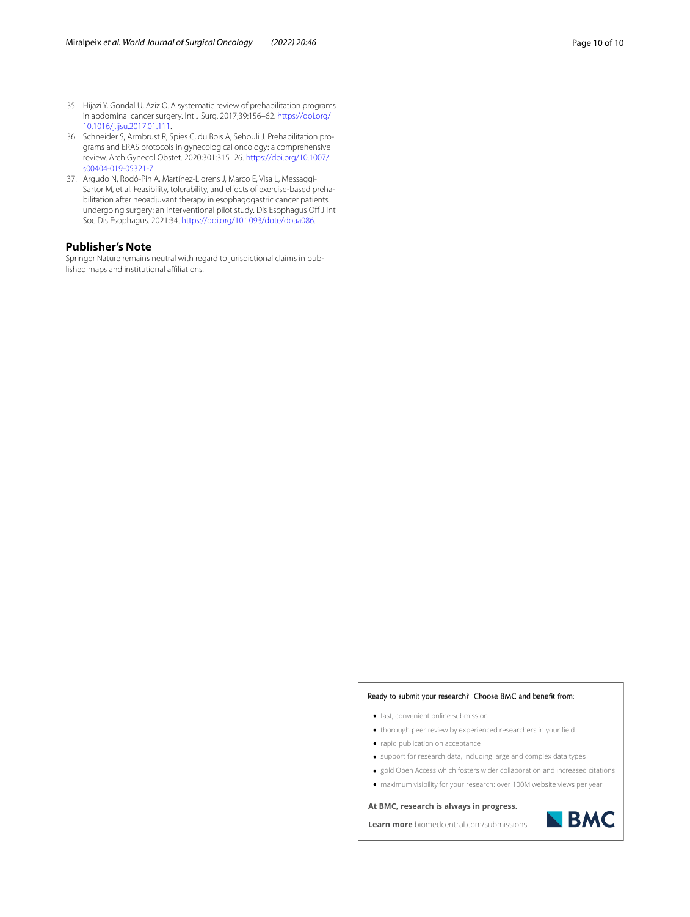35. Hijazi Y, Gondal U, Aziz O. A systematic review of prehabilitation programs in abdominal cancer surgery. Int J Surg. 2017;39:156–62. https://doi.org/10.1016/j.ijsu.2017.01.111.
36. Schneider S, Armbrust R, Spies C, du Bois A, Sehouli J. Prehabilitation programs and ERAS protocols in gynecological oncology: a comprehensive review. Arch Gynecol Obstet. 2020;301:315–26. https://doi.org/10.1007/s00404-019-05321-7.
37. Argudo N, Rodó-Pin A, Martínez-Llorens J, Marco E, Visa L, Messaggi-Sartor M, et al. Feasibility, tolerability, and effects of exercise-based prehabilitation after neoadjuvant therapy in esophagogastric cancer patients undergoing surgery: an interventional pilot study. Dis Esophagus Off J Int Soc Dis Esophagus. 2021;34. https://doi.org/10.1093/dote/doaa086.

## Publisher's Note

Springer Nature remains neutral with regard to jurisdictional claims in published maps and institutional affiliations.

Ready to submit your research? Choose BMC and benefit from:

- fast, convenient online submission
- thorough peer review by experienced researchers in your field
- rapid publication on acceptance
- support for research data, including large and complex data types
- gold Open Access which fosters wider collaboration and increased citations
- maximum visibility for your research: over 100M website views per year

**At BMC, research is always in progress.**

**Learn more** biomedcentral.com/submissions

BMC